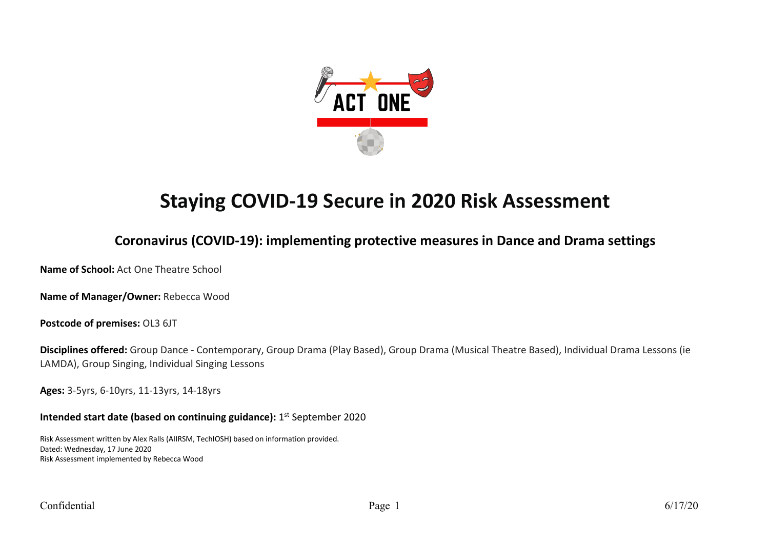# Staying COVID-19 Secure in 2020 Risk Assessment

## Coronavirus (COVID-19): implementing protective measures in Dance and Drama settings

**Name of School:** Act One Theatre School

**Name of Manager/Owner:** Rebecca Wood

**Postcode of premises:** OL3 6JT

**Disciplines offered:** Group Dance - Contemporary, Group Drama (Play Based), Group Drama (Musical Theatre Based), Individual Drama Lessons (ie LAMDA), Group Singing, Individual Singing Lessons

**Ages:** 3-5yrs, 6-10yrs, 11-13yrs, 14-18yrs

**Intended start date (based on continuing guidance):** 1st September 2020

Risk Assessment written by Alex Ralls (AIIRSM, TechIOSH) based on information provided.
Dated: Wednesday, 17 June 2020
Risk Assessment implemented by Rebecca Wood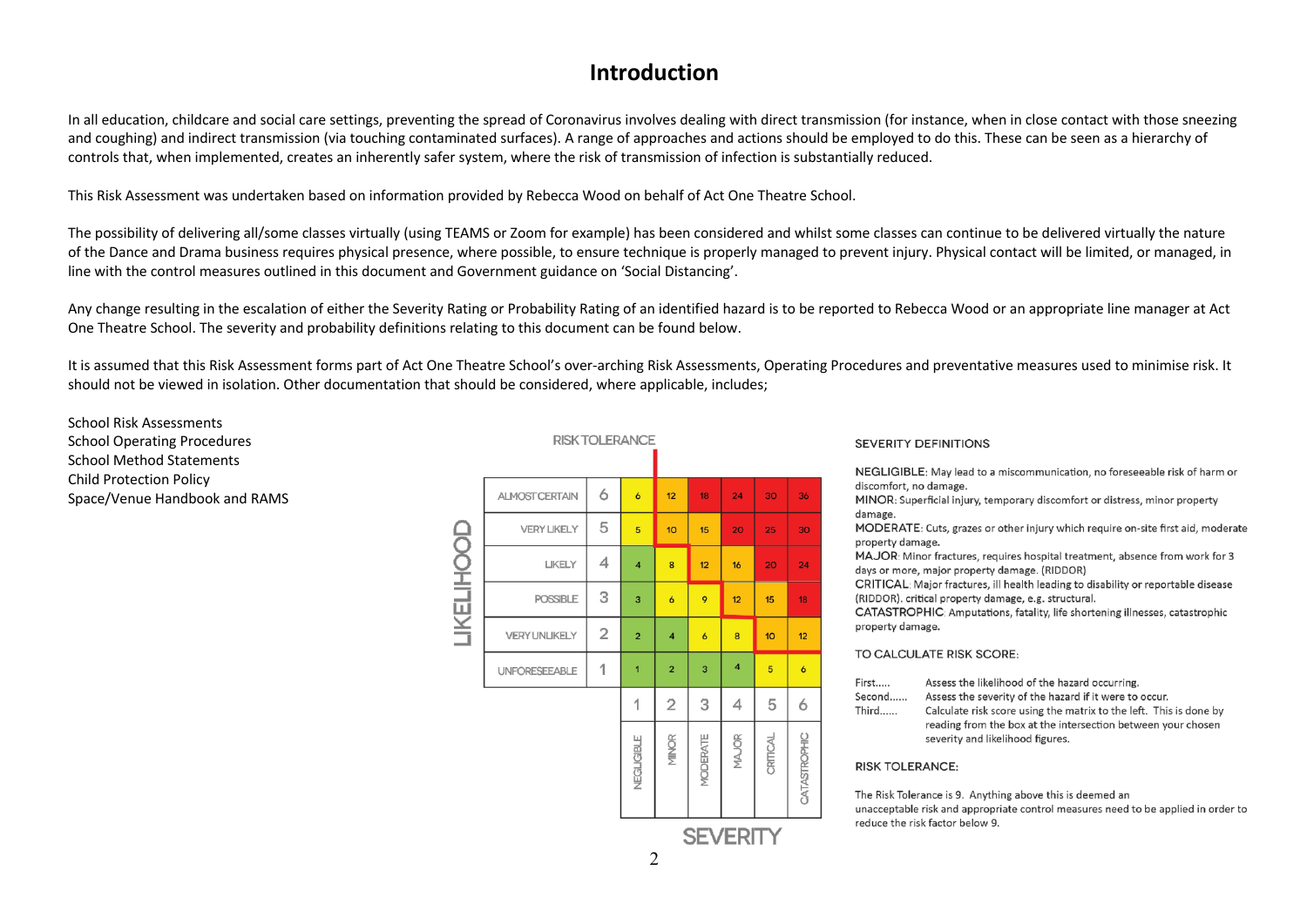# Introduction

In all education, childcare and social care settings, preventing the spread of Coronavirus involves dealing with direct transmission (for instance, when in close contact with those sneezing and coughing) and indirect transmission (via touching contaminated surfaces). A range of approaches and actions should be employed to do this. These can be seen as a hierarchy of controls that, when implemented, creates an inherently safer system, where the risk of transmission of infection is substantially reduced.

This Risk Assessment was undertaken based on information provided by Rebecca Wood on behalf of Act One Theatre School.

The possibility of delivering all/some classes virtually (using TEAMS or Zoom for example) has been considered and whilst some classes can continue to be delivered virtually the nature of the Dance and Drama business requires physical presence, where possible, to ensure technique is properly managed to prevent injury. Physical contact will be limited, or managed, in line with the control measures outlined in this document and Government guidance on 'Social Distancing'.

Any change resulting in the escalation of either the Severity Rating or Probability Rating of an identified hazard is to be reported to Rebecca Wood or an appropriate line manager at Act One Theatre School. The severity and probability definitions relating to this document can be found below.

It is assumed that this Risk Assessment forms part of Act One Theatre School's over-arching Risk Assessments, Operating Procedures and preventative measures used to minimise risk. It should not be viewed in isolation. Other documentation that should be considered, where applicable, includes;

School Risk Assessments
School Operating Procedures
School Method Statements
Child Protection Policy
Space/Venue Handbook and RAMS

RISK TOLERANCE

| LIKELIHOOD | | 1 NEGLIGIBLE | 2 MINOR | 3 MODERATE | 4 MAJOR | 5 CRITICAL | 6 CATASTROPHIC |
|---|---|---|---|---|---|---|---|
| ALMOST CERTAIN | 6 | 6 | 12 | 18 | 24 | 30 | 36 |
| VERY LIKELY | 5 | 5 | 10 | 15 | 20 | 25 | 30 |
| LIKELY | 4 | 4 | 8 | 12 | 16 | 20 | 24 |
| POSSIBLE | 3 | 3 | 6 | 9 | 12 | 15 | 18 |
| VERY UNLIKELY | 2 | 2 | 4 | 6 | 8 | 10 | 12 |
| UNFORESEEABLE | 1 | 1 | 2 | 3 | 4 | 5 | 6 |

SEVERITY

SEVERITY DEFINITIONS

NEGLIGIBLE: May lead to a miscommunication, no foreseeable risk of harm or discomfort, no damage.
MINOR: Superficial injury, temporary discomfort or distress, minor property damage.
MODERATE: Cuts, grazes or other injury which require on-site first aid, moderate property damage.
MAJOR: Minor fractures, requires hospital treatment, absence from work for 3 days or more, major property damage. (RIDDOR)
CRITICAL: Major fractures, ill health leading to disability or reportable disease (RIDDOR). critical property damage, e.g. structural.
CATASTROPHIC: Amputations, fatality, life shortening illnesses, catastrophic property damage.

TO CALCULATE RISK SCORE:

First..... Assess the likelihood of the hazard occurring.
Second...... Assess the severity of the hazard if it were to occur.
Third...... Calculate risk score using the matrix to the left. This is done by reading from the box at the intersection between your chosen severity and likelihood figures.

RISK TOLERANCE:

The Risk Tolerance is 9. Anything above this is deemed an unacceptable risk and appropriate control measures need to be applied in order to reduce the risk factor below 9.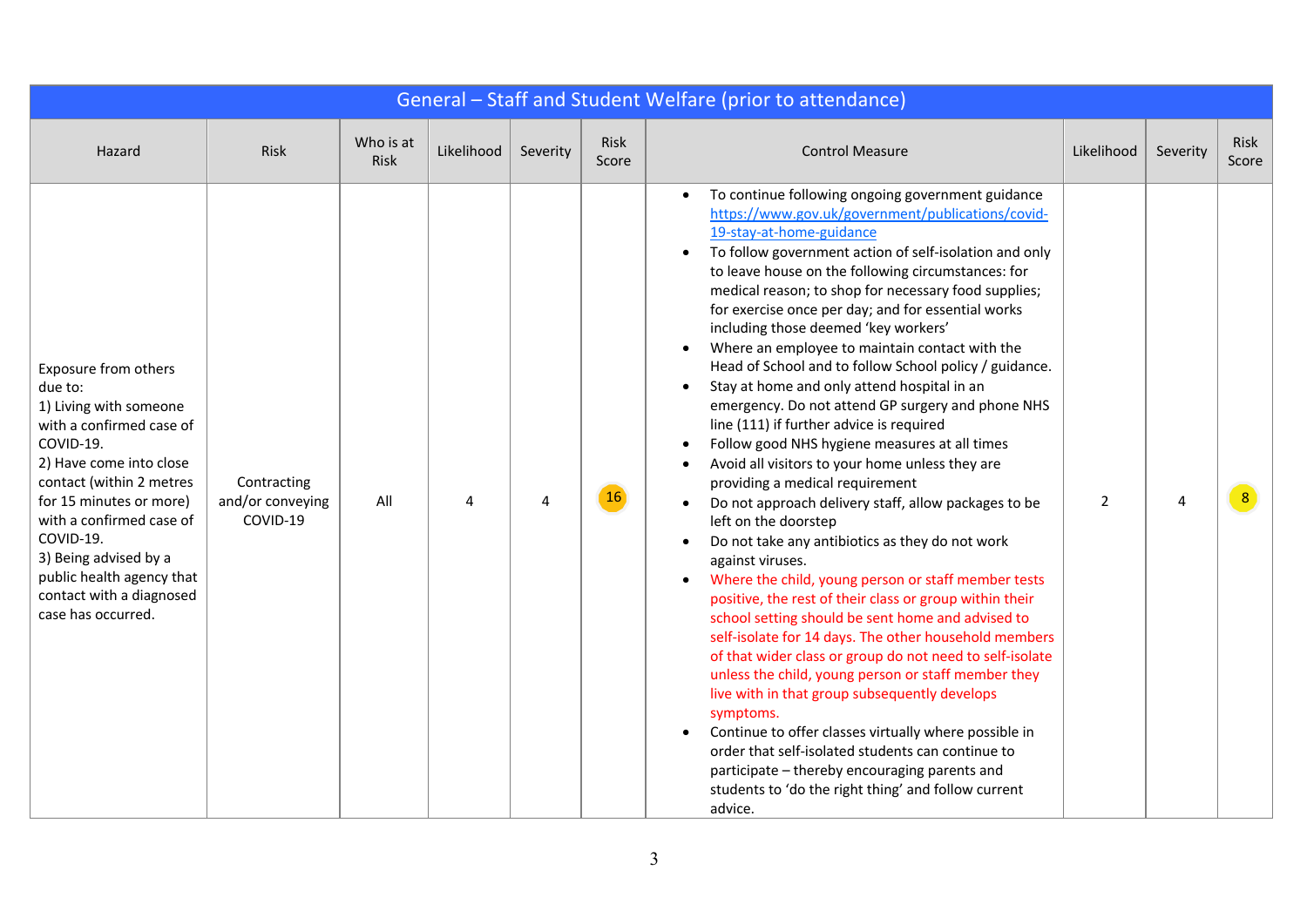| General – Staff and Student Welfare (prior to attendance) | | | | | | | | | |
|---|---|---|---|---|---|---|---|---|---|
| Hazard | Risk | Who is at Risk | Likelihood | Severity | Risk Score | Control Measure | Likelihood | Severity | Risk Score |
| Exposure from others due to:<br>1) Living with someone with a confirmed case of COVID-19.<br>2) Have come into close contact (within 2 metres for 15 minutes or more) with a confirmed case of COVID-19.<br>3) Being advised by a public health agency that contact with a diagnosed case has occurred. | Contracting and/or conveying COVID-19 | All | 4 | 4 | 16 | • To continue following ongoing government guidance [https://www.gov.uk/government/publications/covid-19-stay-at-home-guidance](https://www.gov.uk/government/publications/covid-19-stay-at-home-guidance)<br>• To follow government action of self-isolation and only to leave house on the following circumstances: for medical reason; to shop for necessary food supplies; for exercise once per day; and for essential works including those deemed 'key workers'<br>• Where an employee to maintain contact with the Head of School and to follow School policy / guidance.<br>• Stay at home and only attend hospital in an emergency. Do not attend GP surgery and phone NHS line (111) if further advice is required<br>• Follow good NHS hygiene measures at all times<br>• Avoid all visitors to your home unless they are providing a medical requirement<br>• Do not approach delivery staff, allow packages to be left on the doorstep<br>• Do not take any antibiotics as they do not work against viruses.<br>• Where the child, young person or staff member tests positive, the rest of their class or group within their school setting should be sent home and advised to self-isolate for 14 days. The other household members of that wider class or group do not need to self-isolate unless the child, young person or staff member they live with in that group subsequently develops symptoms.<br>• Continue to offer classes virtually where possible in order that self-isolated students can continue to participate – thereby encouraging parents and students to 'do the right thing' and follow current advice. | 2 | 4 | 8 |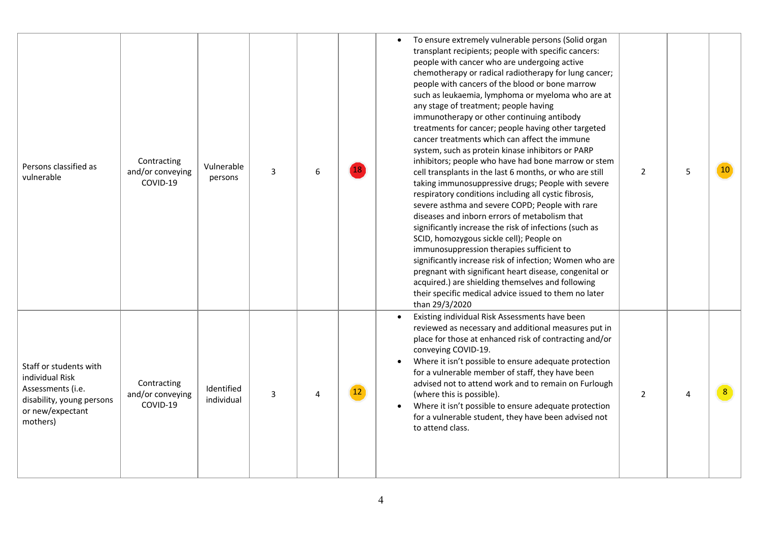| | | | | | | | | | |
|---|---|---|---|---|---|---|---|---|---|
| Persons classified as vulnerable | Contracting and/or conveying COVID-19 | Vulnerable persons | 3 | 6 | 18 | • To ensure extremely vulnerable persons (Solid organ transplant recipients; people with specific cancers: people with cancer who are undergoing active chemotherapy or radical radiotherapy for lung cancer; people with cancers of the blood or bone marrow such as leukaemia, lymphoma or myeloma who are at any stage of treatment; people having immunotherapy or other continuing antibody treatments for cancer; people having other targeted cancer treatments which can affect the immune system, such as protein kinase inhibitors or PARP inhibitors; people who have had bone marrow or stem cell transplants in the last 6 months, or who are still taking immunosuppressive drugs; People with severe respiratory conditions including all cystic fibrosis, severe asthma and severe COPD; People with rare diseases and inborn errors of metabolism that significantly increase the risk of infections (such as SCID, homozygous sickle cell); People on immunosuppression therapies sufficient to significantly increase risk of infection; Women who are pregnant with significant heart disease, congenital or acquired.) are shielding themselves and following their specific medical advice issued to them no later than 29/3/2020 | 2 | 5 | 10 |
| Staff or students with individual Risk Assessments (i.e. disability, young persons or new/expectant mothers) | Contracting and/or conveying COVID-19 | Identified individual | 3 | 4 | 12 | • Existing individual Risk Assessments have been reviewed as necessary and additional measures put in place for those at enhanced risk of contracting and/or conveying COVID-19.<br>• Where it isn't possible to ensure adequate protection for a vulnerable member of staff, they have been advised not to attend work and to remain on Furlough (where this is possible).<br>• Where it isn't possible to ensure adequate protection for a vulnerable student, they have been advised not to attend class. | 2 | 4 | 8 |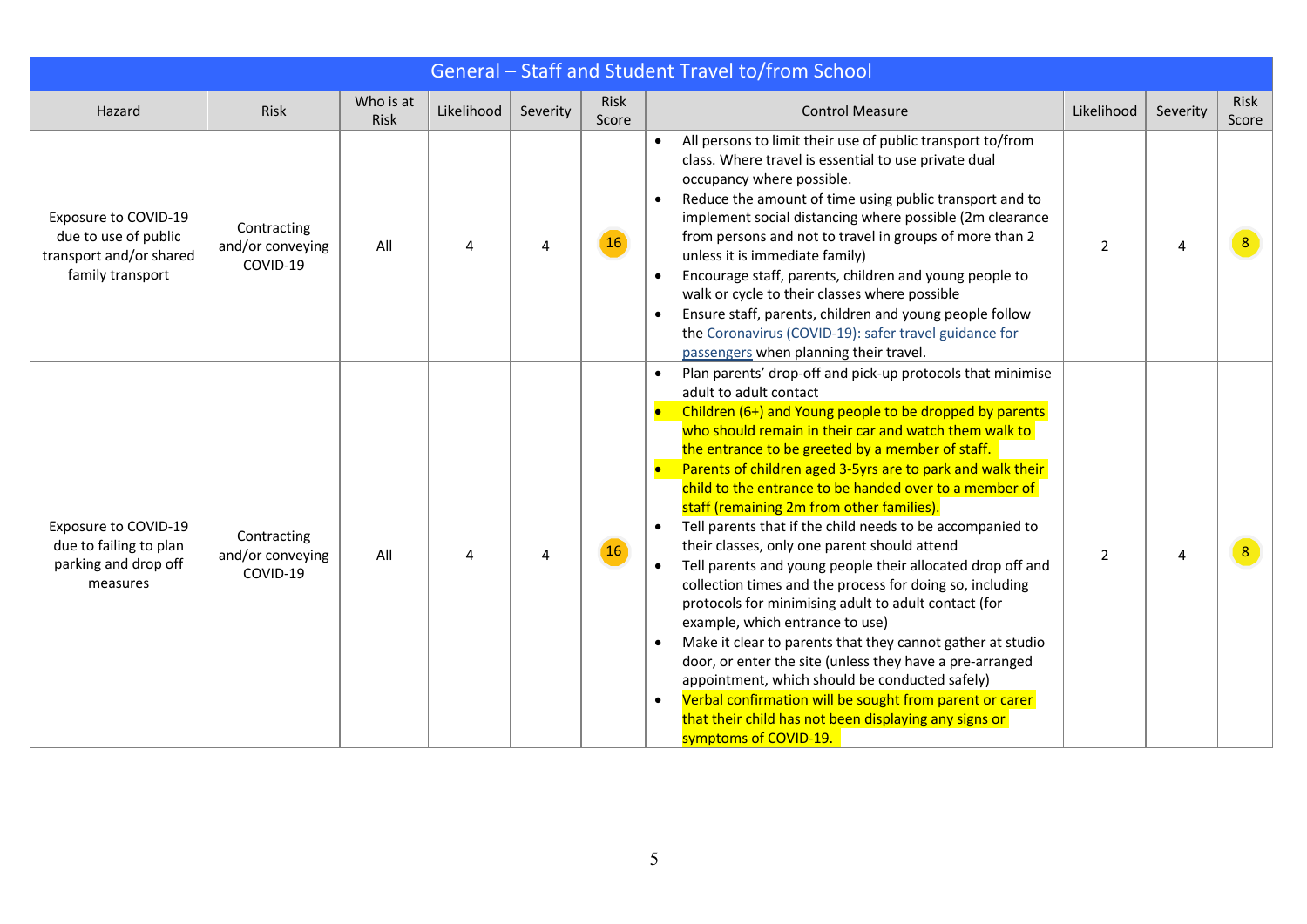| General – Staff and Student Travel to/from School | | | | | | | | | |
|---|---|---|---|---|---|---|---|---|---|
| Hazard | Risk | Who is at Risk | Likelihood | Severity | Risk Score | Control Measure | Likelihood | Severity | Risk Score |
| Exposure to COVID-19 due to use of public transport and/or shared family transport | Contracting and/or conveying COVID-19 | All | 4 | 4 | 16 | • All persons to limit their use of public transport to/from class. Where travel is essential to use private dual occupancy where possible.<br>• Reduce the amount of time using public transport and to implement social distancing where possible (2m clearance from persons and not to travel in groups of more than 2 unless it is immediate family)<br>• Encourage staff, parents, children and young people to walk or cycle to their classes where possible<br>• Ensure staff, parents, children and young people follow the Coronavirus (COVID-19): safer travel guidance for passengers when planning their travel. | 2 | 4 | 8 |
| Exposure to COVID-19 due to failing to plan parking and drop off measures | Contracting and/or conveying COVID-19 | All | 4 | 4 | 16 | • Plan parents' drop-off and pick-up protocols that minimise adult to adult contact<br>• Children (6+) and Young people to be dropped by parents who should remain in their car and watch them walk to the entrance to be greeted by a member of staff.<br>• Parents of children aged 3-5yrs are to park and walk their child to the entrance to be handed over to a member of staff (remaining 2m from other families).<br>• Tell parents that if the child needs to be accompanied to their classes, only one parent should attend<br>• Tell parents and young people their allocated drop off and collection times and the process for doing so, including protocols for minimising adult to adult contact (for example, which entrance to use)<br>• Make it clear to parents that they cannot gather at studio door, or enter the site (unless they have a pre-arranged appointment, which should be conducted safely)<br>• Verbal confirmation will be sought from parent or carer that their child has not been displaying any signs or symptoms of COVID-19. | 2 | 4 | 8 |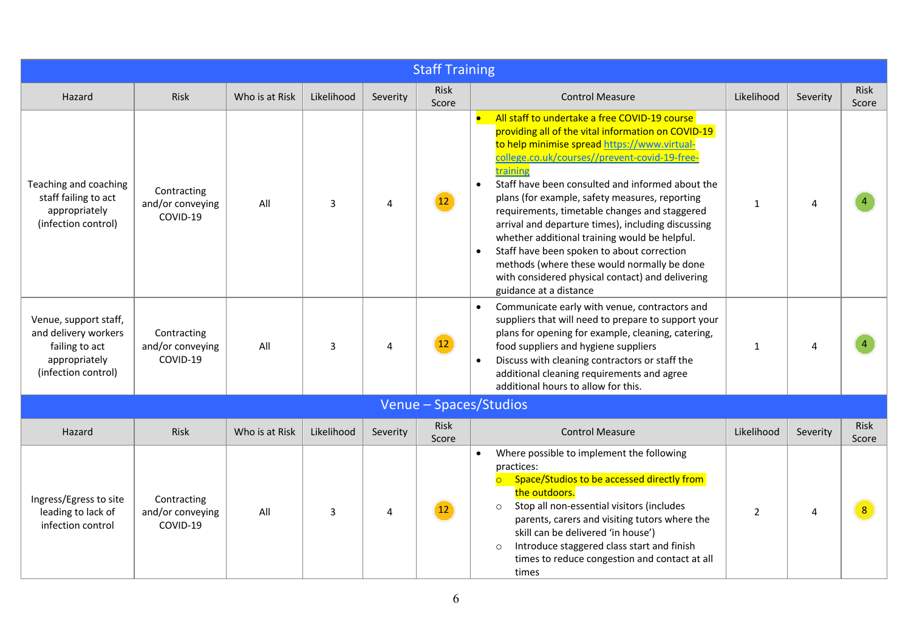## Staff Training

| Hazard | Risk | Who is at Risk | Likelihood | Severity | Risk Score | Control Measure | Likelihood | Severity | Risk Score |
|---|---|---|---|---|---|---|---|---|---|
| Teaching and coaching staff failing to act appropriately (infection control) | Contracting and/or conveying COVID-19 | All | 3 | 4 | 12 | • All staff to undertake a free COVID-19 course providing all of the vital information on COVID-19 to help minimise spread https://www.virtual-college.co.uk/courses//prevent-covid-19-free-training<br>• Staff have been consulted and informed about the plans (for example, safety measures, reporting requirements, timetable changes and staggered arrival and departure times), including discussing whether additional training would be helpful.<br>• Staff have been spoken to about correction methods (where these would normally be done with considered physical contact) and delivering guidance at a distance | 1 | 4 | 4 |
| Venue, support staff, and delivery workers failing to act appropriately (infection control) | Contracting and/or conveying COVID-19 | All | 3 | 4 | 12 | • Communicate early with venue, contractors and suppliers that will need to prepare to support your plans for opening for example, cleaning, catering, food suppliers and hygiene suppliers<br>• Discuss with cleaning contractors or staff the additional cleaning requirements and agree additional hours to allow for this. | 1 | 4 | 4 |

## Venue – Spaces/Studios

| Hazard | Risk | Who is at Risk | Likelihood | Severity | Risk Score | Control Measure | Likelihood | Severity | Risk Score |
|---|---|---|---|---|---|---|---|---|---|
| Ingress/Egress to site leading to lack of infection control | Contracting and/or conveying COVID-19 | All | 3 | 4 | 12 | • Where possible to implement the following practices:<br>○ Space/Studios to be accessed directly from the outdoors.<br>○ Stop all non-essential visitors (includes parents, carers and visiting tutors where the skill can be delivered 'in house')<br>○ Introduce staggered class start and finish times to reduce congestion and contact at all times | 2 | 4 | 8 |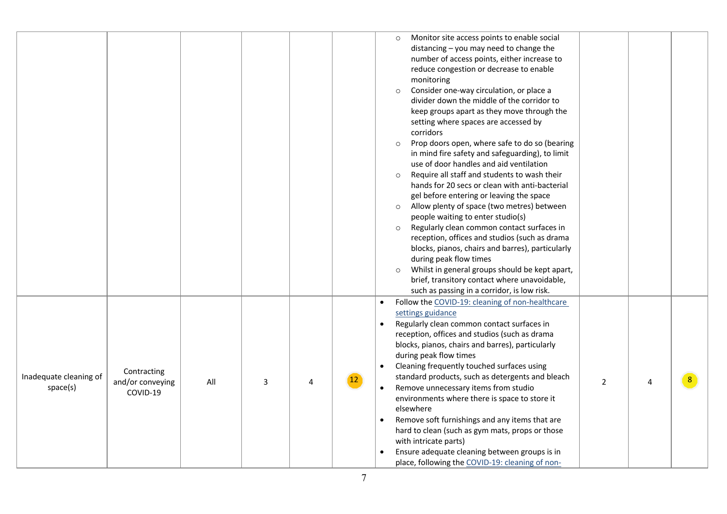| | | | | | | | | | |
|---|---|---|---|---|---|---|---|---|---|
| | | | | | | ○ Monitor site access points to enable social distancing – you may need to change the number of access points, either increase to reduce congestion or decrease to enable monitoring<br>○ Consider one-way circulation, or place a divider down the middle of the corridor to keep groups apart as they move through the setting where spaces are accessed by corridors<br>○ Prop doors open, where safe to do so (bearing in mind fire safety and safeguarding), to limit use of door handles and aid ventilation<br>○ Require all staff and students to wash their hands for 20 secs or clean with anti-bacterial gel before entering or leaving the space<br>○ Allow plenty of space (two metres) between people waiting to enter studio(s)<br>○ Regularly clean common contact surfaces in reception, offices and studios (such as drama blocks, pianos, chairs and barres), particularly during peak flow times<br>○ Whilst in general groups should be kept apart, brief, transitory contact where unavoidable, such as passing in a corridor, is low risk. | | | |
| Inadequate cleaning of space(s) | Contracting and/or conveying COVID-19 | All | 3 | 4 | 12 | • Follow the [COVID-19: cleaning of non-healthcare settings guidance]()<br>• Regularly clean common contact surfaces in reception, offices and studios (such as drama blocks, pianos, chairs and barres), particularly during peak flow times<br>• Cleaning frequently touched surfaces using standard products, such as detergents and bleach<br>• Remove unnecessary items from studio environments where there is space to store it elsewhere<br>• Remove soft furnishings and any items that are hard to clean (such as gym mats, props or those with intricate parts)<br>• Ensure adequate cleaning between groups is in place, following the [COVID-19: cleaning of non-]() | 2 | 4 | 8 |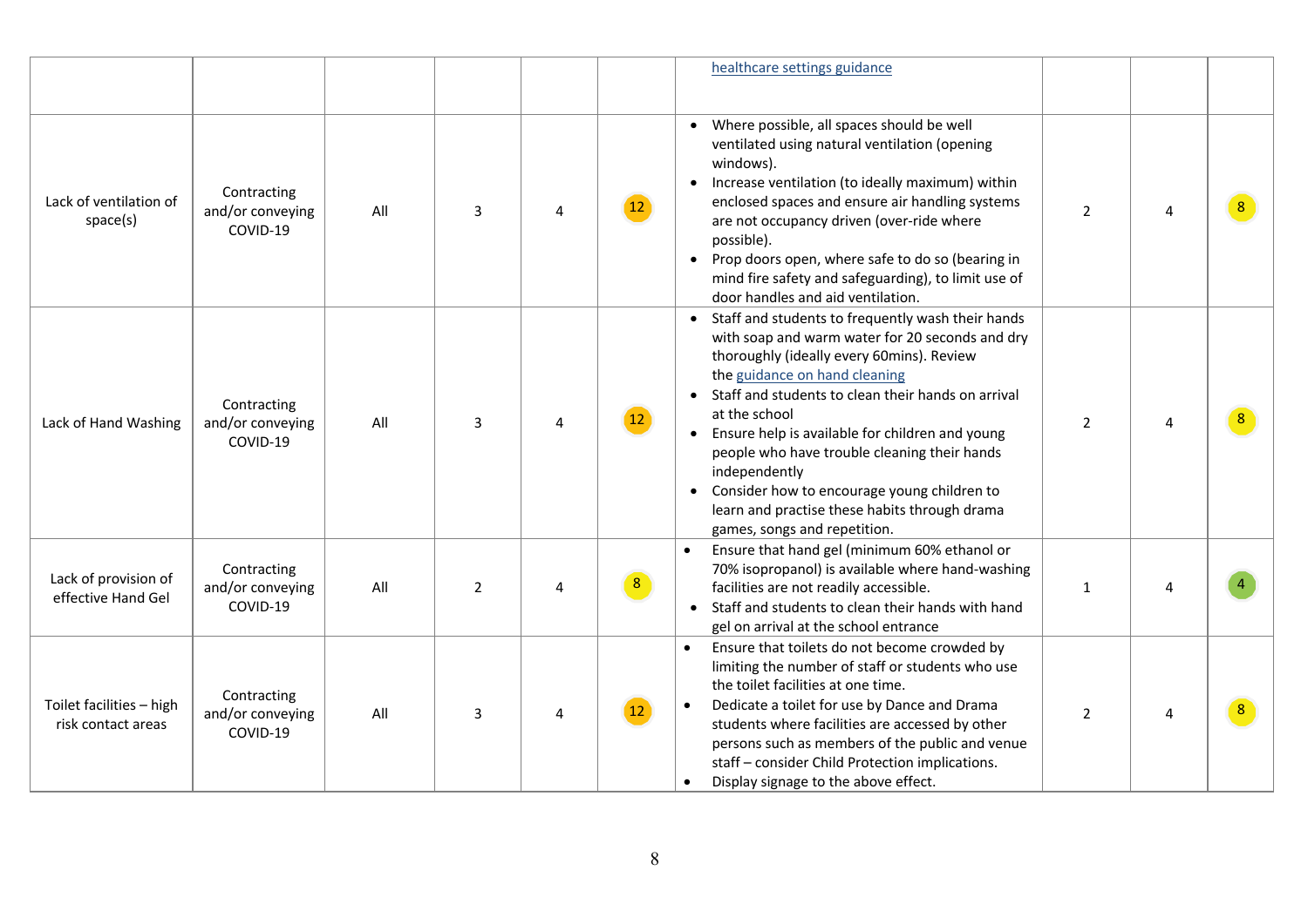| | | | | | | | | | |
|---|---|---|---|---|---|---|---|---|---|
| | | | | | | healthcare settings guidance | | | |
| Lack of ventilation of space(s) | Contracting and/or conveying COVID-19 | All | 3 | 4 | 12 | • Where possible, all spaces should be well ventilated using natural ventilation (opening windows).<br>• Increase ventilation (to ideally maximum) within enclosed spaces and ensure air handling systems are not occupancy driven (over-ride where possible).<br>• Prop doors open, where safe to do so (bearing in mind fire safety and safeguarding), to limit use of door handles and aid ventilation. | 2 | 4 | 8 |
| Lack of Hand Washing | Contracting and/or conveying COVID-19 | All | 3 | 4 | 12 | • Staff and students to frequently wash their hands with soap and warm water for 20 seconds and dry thoroughly (ideally every 60mins). Review the guidance on hand cleaning<br>• Staff and students to clean their hands on arrival at the school<br>• Ensure help is available for children and young people who have trouble cleaning their hands independently<br>• Consider how to encourage young children to learn and practise these habits through drama games, songs and repetition. | 2 | 4 | 8 |
| Lack of provision of effective Hand Gel | Contracting and/or conveying COVID-19 | All | 2 | 4 | 8 | • Ensure that hand gel (minimum 60% ethanol or 70% isopropanol) is available where hand-washing facilities are not readily accessible.<br>• Staff and students to clean their hands with hand gel on arrival at the school entrance | 1 | 4 | 4 |
| Toilet facilities – high risk contact areas | Contracting and/or conveying COVID-19 | All | 3 | 4 | 12 | • Ensure that toilets do not become crowded by limiting the number of staff or students who use the toilet facilities at one time.<br>• Dedicate a toilet for use by Dance and Drama students where facilities are accessed by other persons such as members of the public and venue staff – consider Child Protection implications.<br>• Display signage to the above effect. | 2 | 4 | 8 |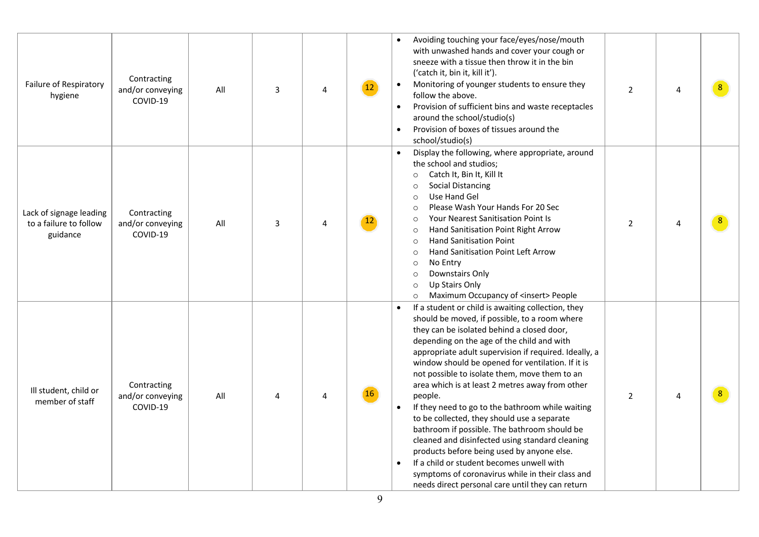| | | | | | | | | | |
|---|---|---|---|---|---|---|---|---|---|
| Failure of Respiratory hygiene | Contracting and/or conveying COVID-19 | All | 3 | 4 | 12 | • Avoiding touching your face/eyes/nose/mouth with unwashed hands and cover your cough or sneeze with a tissue then throw it in the bin ('catch it, bin it, kill it').<br>• Monitoring of younger students to ensure they follow the above.<br>• Provision of sufficient bins and waste receptacles around the school/studio(s)<br>• Provision of boxes of tissues around the school/studio(s) | 2 | 4 | 8 |
| Lack of signage leading to a failure to follow guidance | Contracting and/or conveying COVID-19 | All | 3 | 4 | 12 | • Display the following, where appropriate, around the school and studios;<br>○ Catch It, Bin It, Kill It<br>○ Social Distancing<br>○ Use Hand Gel<br>○ Please Wash Your Hands For 20 Sec<br>○ Your Nearest Sanitisation Point Is<br>○ Hand Sanitisation Point Right Arrow<br>○ Hand Sanitisation Point<br>○ Hand Sanitisation Point Left Arrow<br>○ No Entry<br>○ Downstairs Only<br>○ Up Stairs Only<br>○ Maximum Occupancy of <insert> People | 2 | 4 | 8 |
| Ill student, child or member of staff | Contracting and/or conveying COVID-19 | All | 4 | 4 | 16 | • If a student or child is awaiting collection, they should be moved, if possible, to a room where they can be isolated behind a closed door, depending on the age of the child and with appropriate adult supervision if required. Ideally, a window should be opened for ventilation. If it is not possible to isolate them, move them to an area which is at least 2 metres away from other people.<br>• If they need to go to the bathroom while waiting to be collected, they should use a separate bathroom if possible. The bathroom should be cleaned and disinfected using standard cleaning products before being used by anyone else.<br>• If a child or student becomes unwell with symptoms of coronavirus while in their class and needs direct personal care until they can return | 2 | 4 | 8 |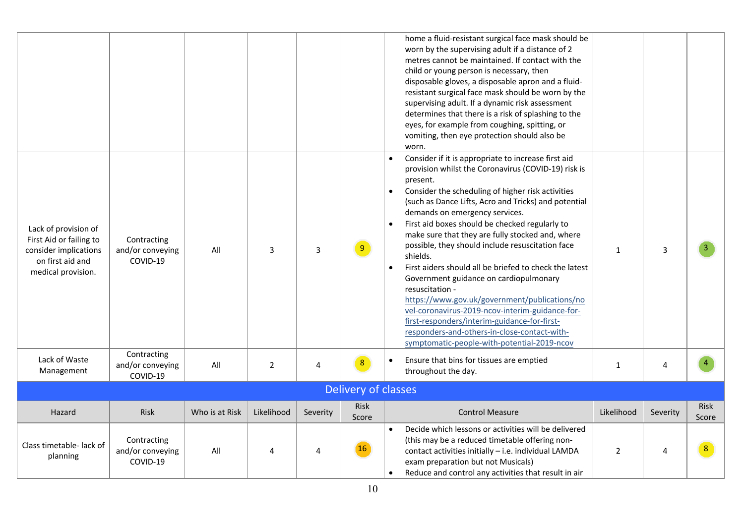| Hazard | Risk | Who is at Risk | Likelihood | Severity | Risk Score | Control Measure | Likelihood | Severity | Risk Score |
|---|---|---|---|---|---|---|---|---|---|
| | | | | | | home a fluid-resistant surgical face mask should be worn by the supervising adult if a distance of 2 metres cannot be maintained. If contact with the child or young person is necessary, then disposable gloves, a disposable apron and a fluid-resistant surgical face mask should be worn by the supervising adult. If a dynamic risk assessment determines that there is a risk of splashing to the eyes, for example from coughing, spitting, or vomiting, then eye protection should also be worn. | | | |
| Lack of provision of First Aid or failing to consider implications on first aid and medical provision. | Contracting and/or conveying COVID-19 | All | 3 | 3 | 9 | • Consider if it is appropriate to increase first aid provision whilst the Coronavirus (COVID-19) risk is present.<br>• Consider the scheduling of higher risk activities (such as Dance Lifts, Acro and Tricks) and potential demands on emergency services.<br>• First aid boxes should be checked regularly to make sure that they are fully stocked and, where possible, they should include resuscitation face shields.<br>• First aiders should all be briefed to check the latest Government guidance on cardiopulmonary resuscitation - https://www.gov.uk/government/publications/novel-coronavirus-2019-ncov-interim-guidance-for-first-responders/interim-guidance-for-first-responders-and-others-in-close-contact-with-symptomatic-people-with-potential-2019-ncov | 1 | 3 | 3 |
| Lack of Waste Management | Contracting and/or conveying COVID-19 | All | 2 | 4 | 8 | • Ensure that bins for tissues are emptied throughout the day. | 1 | 4 | 4 |

## Delivery of classes

| Hazard | Risk | Who is at Risk | Likelihood | Severity | Risk Score | Control Measure | Likelihood | Severity | Risk Score |
|---|---|---|---|---|---|---|---|---|---|
| Class timetable- lack of planning | Contracting and/or conveying COVID-19 | All | 4 | 4 | 16 | • Decide which lessons or activities will be delivered (this may be a reduced timetable offering non-contact activities initially – i.e. individual LAMDA exam preparation but not Musicals)<br>• Reduce and control any activities that result in air | 2 | 4 | 8 |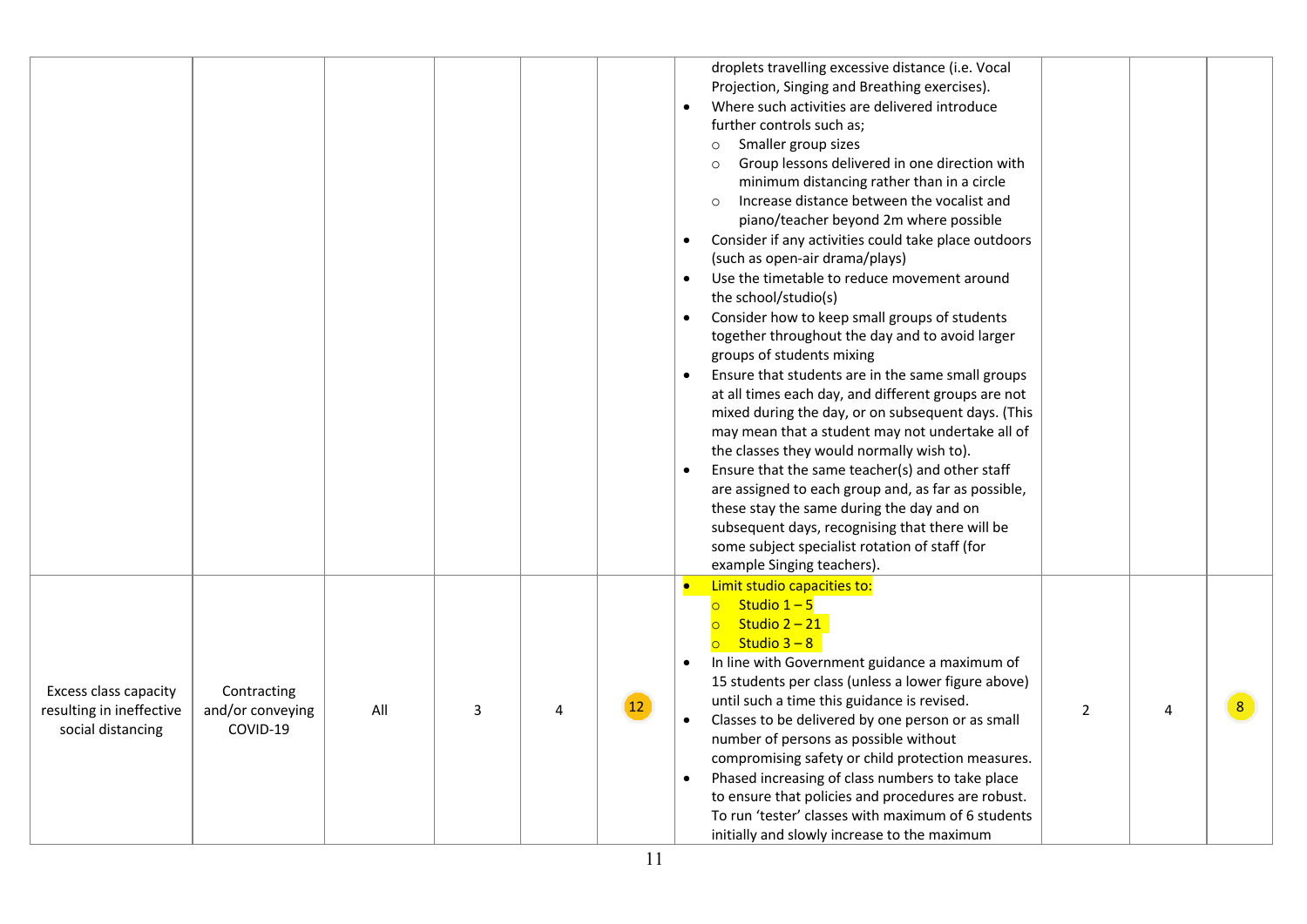| | | | | | | | | | |
|---|---|---|---|---|---|---|---|---|---|
| | | | | | | droplets travelling excessive distance (i.e. Vocal Projection, Singing and Breathing exercises).<br>• Where such activities are delivered introduce further controls such as;<br>  ○ Smaller group sizes<br>  ○ Group lessons delivered in one direction with minimum distancing rather than in a circle<br>  ○ Increase distance between the vocalist and piano/teacher beyond 2m where possible<br>• Consider if any activities could take place outdoors (such as open-air drama/plays)<br>• Use the timetable to reduce movement around the school/studio(s)<br>• Consider how to keep small groups of students together throughout the day and to avoid larger groups of students mixing<br>• Ensure that students are in the same small groups at all times each day, and different groups are not mixed during the day, or on subsequent days. (This may mean that a student may not undertake all of the classes they would normally wish to).<br>• Ensure that the same teacher(s) and other staff are assigned to each group and, as far as possible, these stay the same during the day and on subsequent days, recognising that there will be some subject specialist rotation of staff (for example Singing teachers). | | | |
| Excess class capacity resulting in ineffective social distancing | Contracting and/or conveying COVID-19 | All | 3 | 4 | 12 | • Limit studio capacities to:<br>  ○ Studio 1 – 5<br>  ○ Studio 2 – 21<br>  ○ Studio 3 – 8<br>• In line with Government guidance a maximum of 15 students per class (unless a lower figure above) until such a time this guidance is revised.<br>• Classes to be delivered by one person or as small number of persons as possible without compromising safety or child protection measures.<br>• Phased increasing of class numbers to take place to ensure that policies and procedures are robust. To run 'tester' classes with maximum of 6 students initially and slowly increase to the maximum | 2 | 4 | 8 |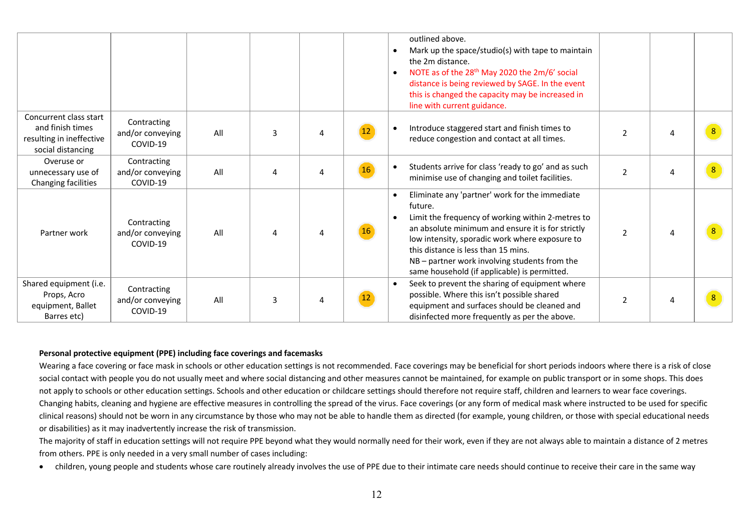| | | | | | | | | | |
|---|---|---|---|---|---|---|---|---|---|
| | | | | | | outlined above.<br>• Mark up the space/studio(s) with tape to maintain the 2m distance.<br>• NOTE as of the 28th May 2020 the 2m/6' social distance is being reviewed by SAGE. In the event this is changed the capacity may be increased in line with current guidance. | | | |
| Concurrent class start and finish times resulting in ineffective social distancing | Contracting and/or conveying COVID-19 | All | 3 | 4 | 12 | • Introduce staggered start and finish times to reduce congestion and contact at all times. | 2 | 4 | 8 |
| Overuse or unnecessary use of Changing facilities | Contracting and/or conveying COVID-19 | All | 4 | 4 | 16 | • Students arrive for class 'ready to go' and as such minimise use of changing and toilet facilities. | 2 | 4 | 8 |
| Partner work | Contracting and/or conveying COVID-19 | All | 4 | 4 | 16 | • Eliminate any 'partner' work for the immediate future.<br>• Limit the frequency of working within 2-metres to an absolute minimum and ensure it is for strictly low intensity, sporadic work where exposure to this distance is less than 15 mins.<br>NB – partner work involving students from the same household (if applicable) is permitted. | 2 | 4 | 8 |
| Shared equipment (i.e. Props, Acro equipment, Ballet Barres etc) | Contracting and/or conveying COVID-19 | All | 3 | 4 | 12 | • Seek to prevent the sharing of equipment where possible. Where this isn't possible shared equipment and surfaces should be cleaned and disinfected more frequently as per the above. | 2 | 4 | 8 |

**Personal protective equipment (PPE) including face coverings and facemasks**

Wearing a face covering or face mask in schools or other education settings is not recommended. Face coverings may be beneficial for short periods indoors where there is a risk of close social contact with people you do not usually meet and where social distancing and other measures cannot be maintained, for example on public transport or in some shops. This does not apply to schools or other education settings. Schools and other education or childcare settings should therefore not require staff, children and learners to wear face coverings. Changing habits, cleaning and hygiene are effective measures in controlling the spread of the virus. Face coverings (or any form of medical mask where instructed to be used for specific clinical reasons) should not be worn in any circumstance by those who may not be able to handle them as directed (for example, young children, or those with special educational needs or disabilities) as it may inadvertently increase the risk of transmission.

The majority of staff in education settings will not require PPE beyond what they would normally need for their work, even if they are not always able to maintain a distance of 2 metres from others. PPE is only needed in a very small number of cases including:

- children, young people and students whose care routinely already involves the use of PPE due to their intimate care needs should continue to receive their care in the same way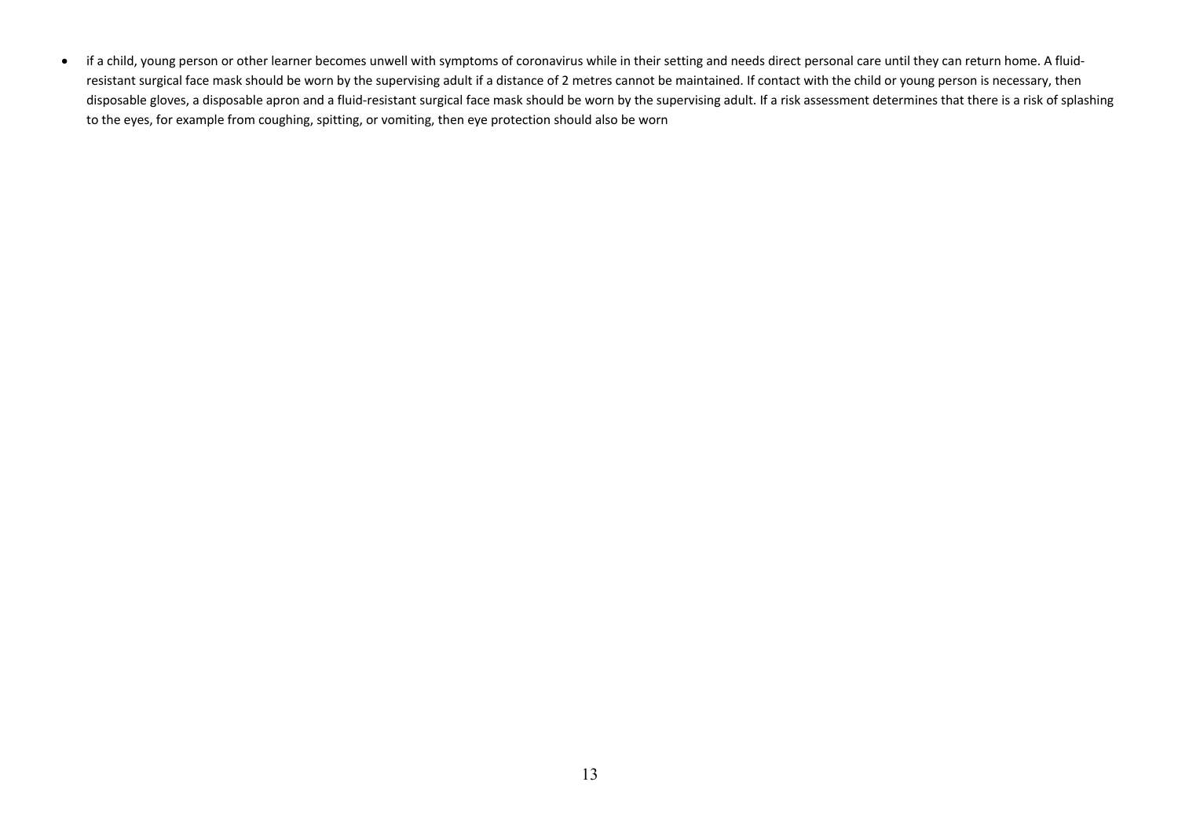- if a child, young person or other learner becomes unwell with symptoms of coronavirus while in their setting and needs direct personal care until they can return home. A fluid-resistant surgical face mask should be worn by the supervising adult if a distance of 2 metres cannot be maintained. If contact with the child or young person is necessary, then disposable gloves, a disposable apron and a fluid-resistant surgical face mask should be worn by the supervising adult. If a risk assessment determines that there is a risk of splashing to the eyes, for example from coughing, spitting, or vomiting, then eye protection should also be worn